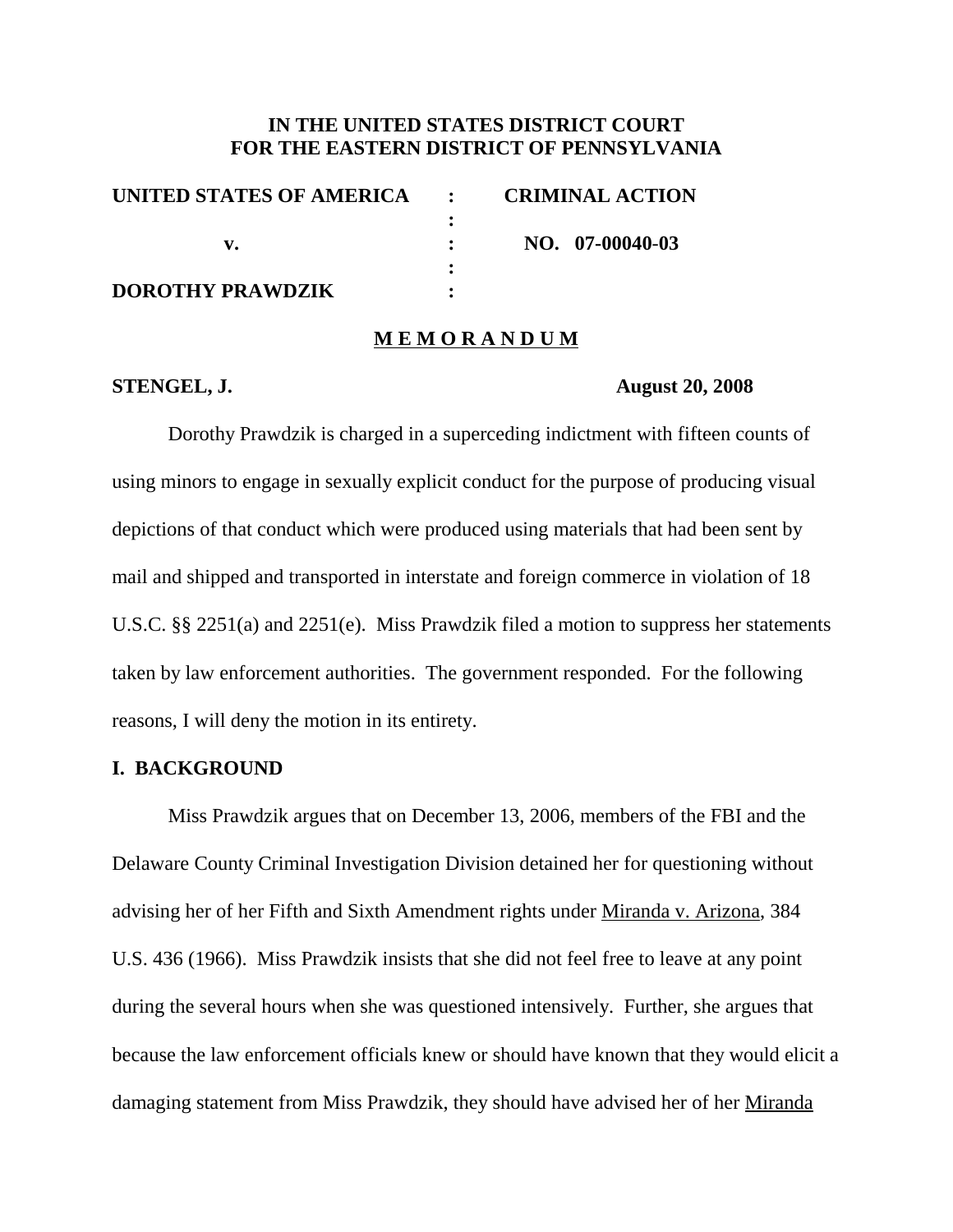**IN THE UNITED STATES DISTRICT COURT**
**FOR THE EASTERN DISTRICT OF PENNSYLVANIA**

| | | |
|---|---|---|
| **UNITED STATES OF AMERICA** | : | **CRIMINAL ACTION** |
| | : | |
| **v.** | : | **NO. 07-00040-03** |
| | : | |
| **DOROTHY PRAWDZIK** | : | |

**M E M O R A N D U M**

**STENGEL, J.** **August 20, 2008**

Dorothy Prawdzik is charged in a superceding indictment with fifteen counts of using minors to engage in sexually explicit conduct for the purpose of producing visual depictions of that conduct which were produced using materials that had been sent by mail and shipped and transported in interstate and foreign commerce in violation of 18 U.S.C. §§ 2251(a) and 2251(e). Miss Prawdzik filed a motion to suppress her statements taken by law enforcement authorities. The government responded. For the following reasons, I will deny the motion in its entirety.

## I. BACKGROUND

Miss Prawdzik argues that on December 13, 2006, members of the FBI and the Delaware County Criminal Investigation Division detained her for questioning without advising her of her Fifth and Sixth Amendment rights under Miranda v. Arizona, 384 U.S. 436 (1966). Miss Prawdzik insists that she did not feel free to leave at any point during the several hours when she was questioned intensively. Further, she argues that because the law enforcement officials knew or should have known that they would elicit a damaging statement from Miss Prawdzik, they should have advised her of her Miranda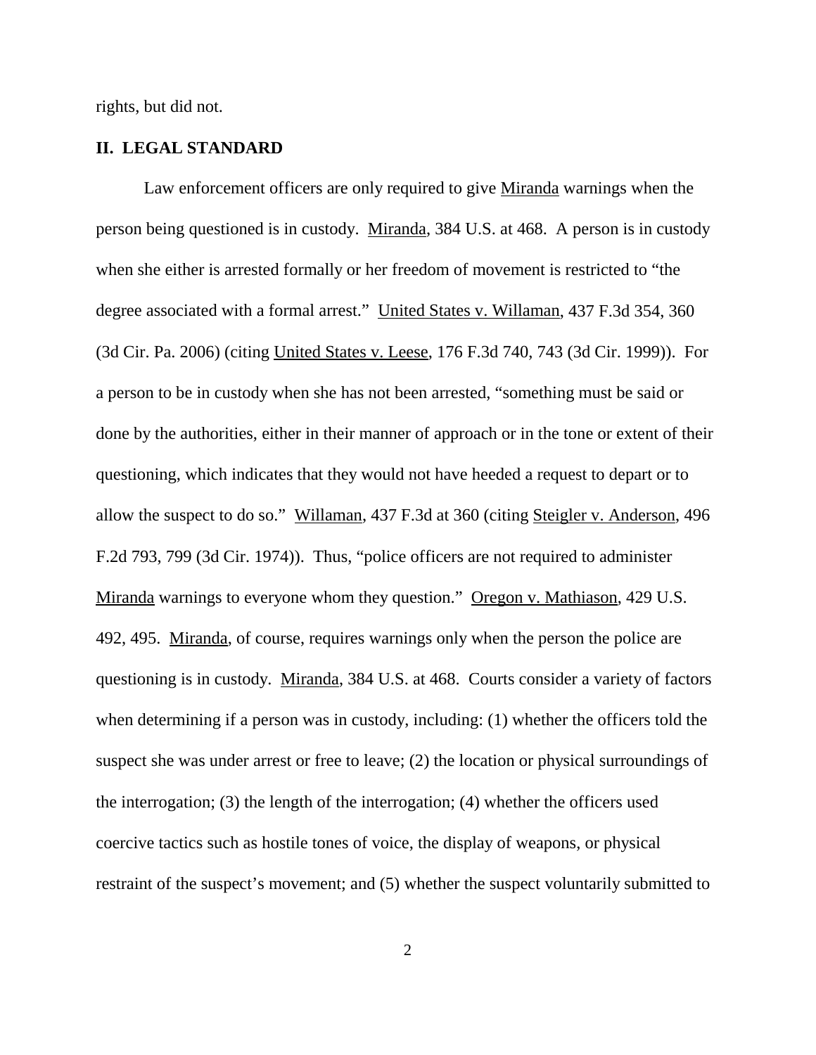rights, but did not.

## II. LEGAL STANDARD

Law enforcement officers are only required to give Miranda warnings when the person being questioned is in custody. Miranda, 384 U.S. at 468. A person is in custody when she either is arrested formally or her freedom of movement is restricted to "the degree associated with a formal arrest." United States v. Willaman, 437 F.3d 354, 360 (3d Cir. Pa. 2006) (citing United States v. Leese, 176 F.3d 740, 743 (3d Cir. 1999)). For a person to be in custody when she has not been arrested, "something must be said or done by the authorities, either in their manner of approach or in the tone or extent of their questioning, which indicates that they would not have heeded a request to depart or to allow the suspect to do so." Willaman, 437 F.3d at 360 (citing Steigler v. Anderson, 496 F.2d 793, 799 (3d Cir. 1974)). Thus, "police officers are not required to administer Miranda warnings to everyone whom they question." Oregon v. Mathiason, 429 U.S. 492, 495. Miranda, of course, requires warnings only when the person the police are questioning is in custody. Miranda, 384 U.S. at 468. Courts consider a variety of factors when determining if a person was in custody, including: (1) whether the officers told the suspect she was under arrest or free to leave; (2) the location or physical surroundings of the interrogation; (3) the length of the interrogation; (4) whether the officers used coercive tactics such as hostile tones of voice, the display of weapons, or physical restraint of the suspect's movement; and (5) whether the suspect voluntarily submitted to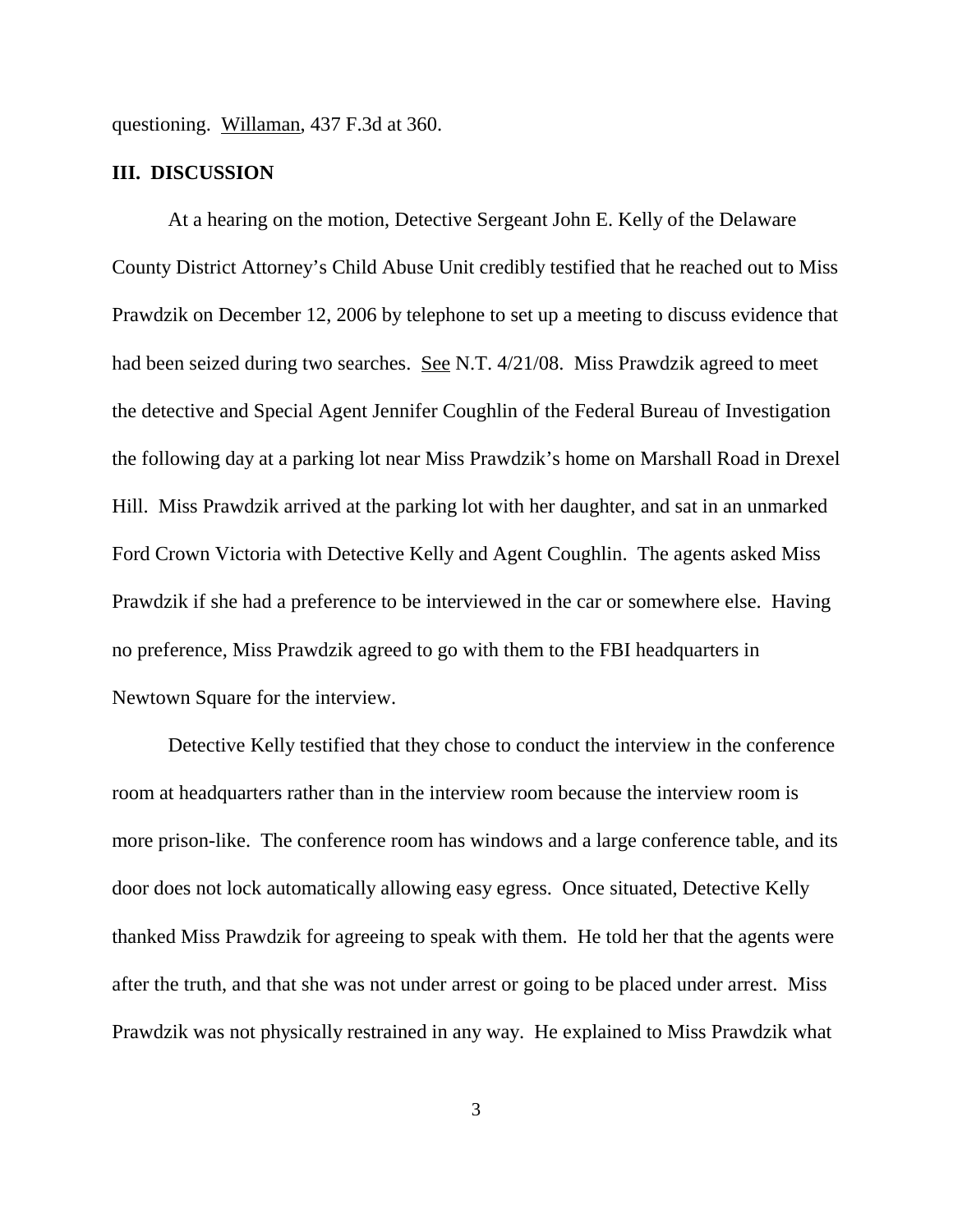questioning. Willaman, 437 F.3d at 360.

## III. DISCUSSION

At a hearing on the motion, Detective Sergeant John E. Kelly of the Delaware County District Attorney's Child Abuse Unit credibly testified that he reached out to Miss Prawdzik on December 12, 2006 by telephone to set up a meeting to discuss evidence that had been seized during two searches. See N.T. 4/21/08. Miss Prawdzik agreed to meet the detective and Special Agent Jennifer Coughlin of the Federal Bureau of Investigation the following day at a parking lot near Miss Prawdzik's home on Marshall Road in Drexel Hill. Miss Prawdzik arrived at the parking lot with her daughter, and sat in an unmarked Ford Crown Victoria with Detective Kelly and Agent Coughlin. The agents asked Miss Prawdzik if she had a preference to be interviewed in the car or somewhere else. Having no preference, Miss Prawdzik agreed to go with them to the FBI headquarters in Newtown Square for the interview.

Detective Kelly testified that they chose to conduct the interview in the conference room at headquarters rather than in the interview room because the interview room is more prison-like. The conference room has windows and a large conference table, and its door does not lock automatically allowing easy egress. Once situated, Detective Kelly thanked Miss Prawdzik for agreeing to speak with them. He told her that the agents were after the truth, and that she was not under arrest or going to be placed under arrest. Miss Prawdzik was not physically restrained in any way. He explained to Miss Prawdzik what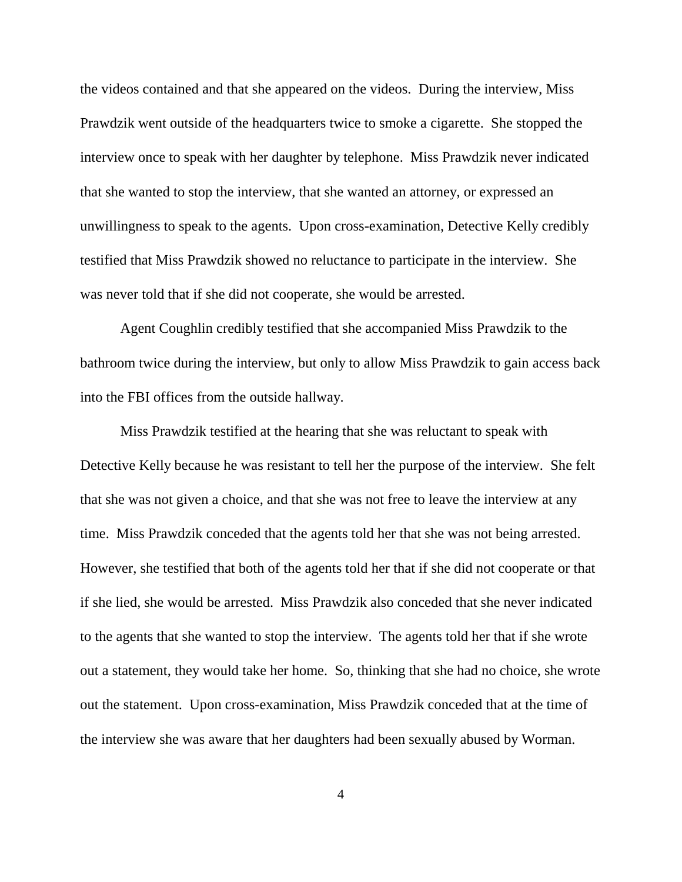the videos contained and that she appeared on the videos. During the interview, Miss Prawdzik went outside of the headquarters twice to smoke a cigarette. She stopped the interview once to speak with her daughter by telephone. Miss Prawdzik never indicated that she wanted to stop the interview, that she wanted an attorney, or expressed an unwillingness to speak to the agents. Upon cross-examination, Detective Kelly credibly testified that Miss Prawdzik showed no reluctance to participate in the interview. She was never told that if she did not cooperate, she would be arrested.

Agent Coughlin credibly testified that she accompanied Miss Prawdzik to the bathroom twice during the interview, but only to allow Miss Prawdzik to gain access back into the FBI offices from the outside hallway.

Miss Prawdzik testified at the hearing that she was reluctant to speak with Detective Kelly because he was resistant to tell her the purpose of the interview. She felt that she was not given a choice, and that she was not free to leave the interview at any time. Miss Prawdzik conceded that the agents told her that she was not being arrested. However, she testified that both of the agents told her that if she did not cooperate or that if she lied, she would be arrested. Miss Prawdzik also conceded that she never indicated to the agents that she wanted to stop the interview. The agents told her that if she wrote out a statement, they would take her home. So, thinking that she had no choice, she wrote out the statement. Upon cross-examination, Miss Prawdzik conceded that at the time of the interview she was aware that her daughters had been sexually abused by Worman.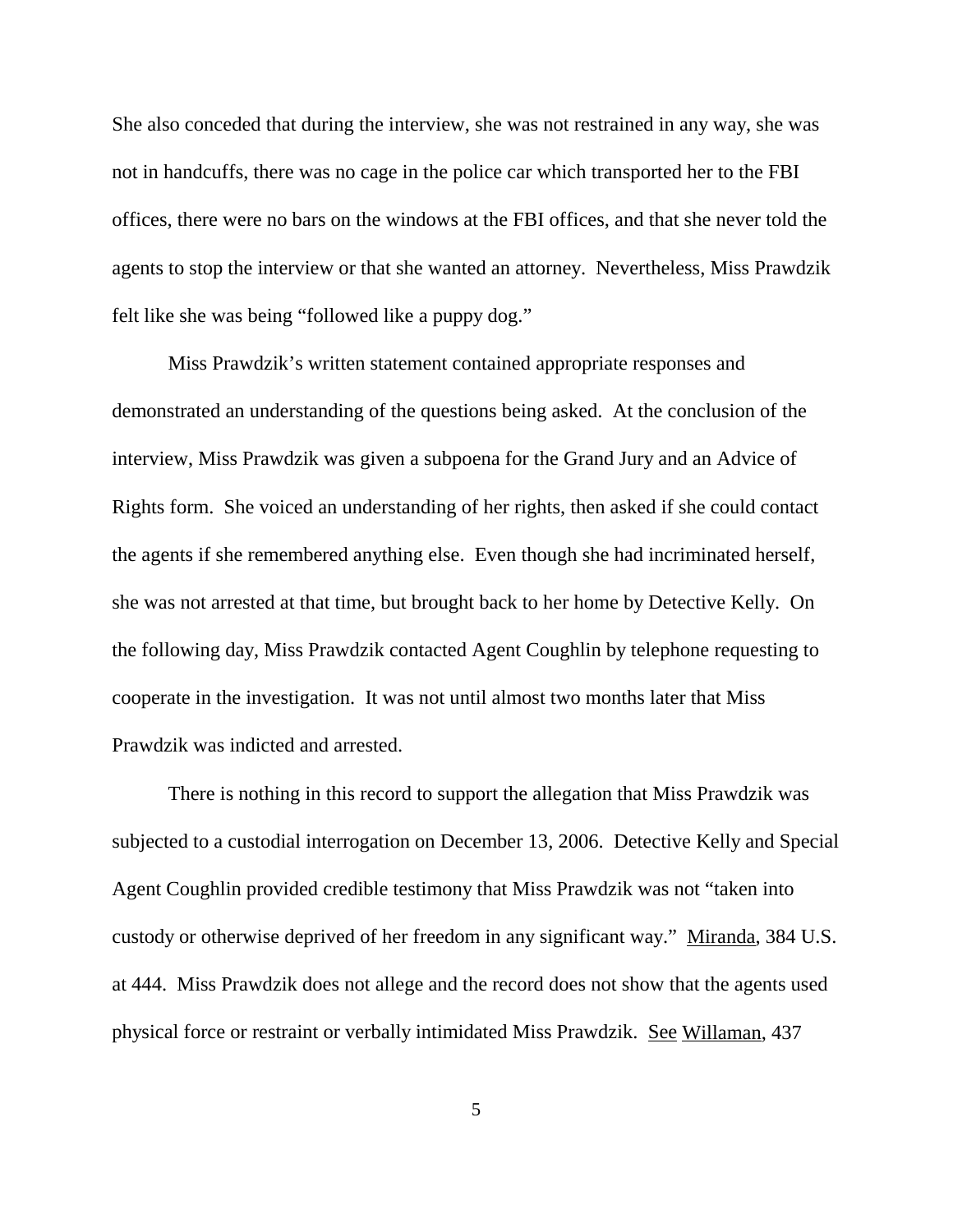She also conceded that during the interview, she was not restrained in any way, she was not in handcuffs, there was no cage in the police car which transported her to the FBI offices, there were no bars on the windows at the FBI offices, and that she never told the agents to stop the interview or that she wanted an attorney. Nevertheless, Miss Prawdzik felt like she was being "followed like a puppy dog."

Miss Prawdzik's written statement contained appropriate responses and demonstrated an understanding of the questions being asked. At the conclusion of the interview, Miss Prawdzik was given a subpoena for the Grand Jury and an Advice of Rights form. She voiced an understanding of her rights, then asked if she could contact the agents if she remembered anything else. Even though she had incriminated herself, she was not arrested at that time, but brought back to her home by Detective Kelly. On the following day, Miss Prawdzik contacted Agent Coughlin by telephone requesting to cooperate in the investigation. It was not until almost two months later that Miss Prawdzik was indicted and arrested.

There is nothing in this record to support the allegation that Miss Prawdzik was subjected to a custodial interrogation on December 13, 2006. Detective Kelly and Special Agent Coughlin provided credible testimony that Miss Prawdzik was not "taken into custody or otherwise deprived of her freedom in any significant way." Miranda, 384 U.S. at 444. Miss Prawdzik does not allege and the record does not show that the agents used physical force or restraint or verbally intimidated Miss Prawdzik. See Willaman, 437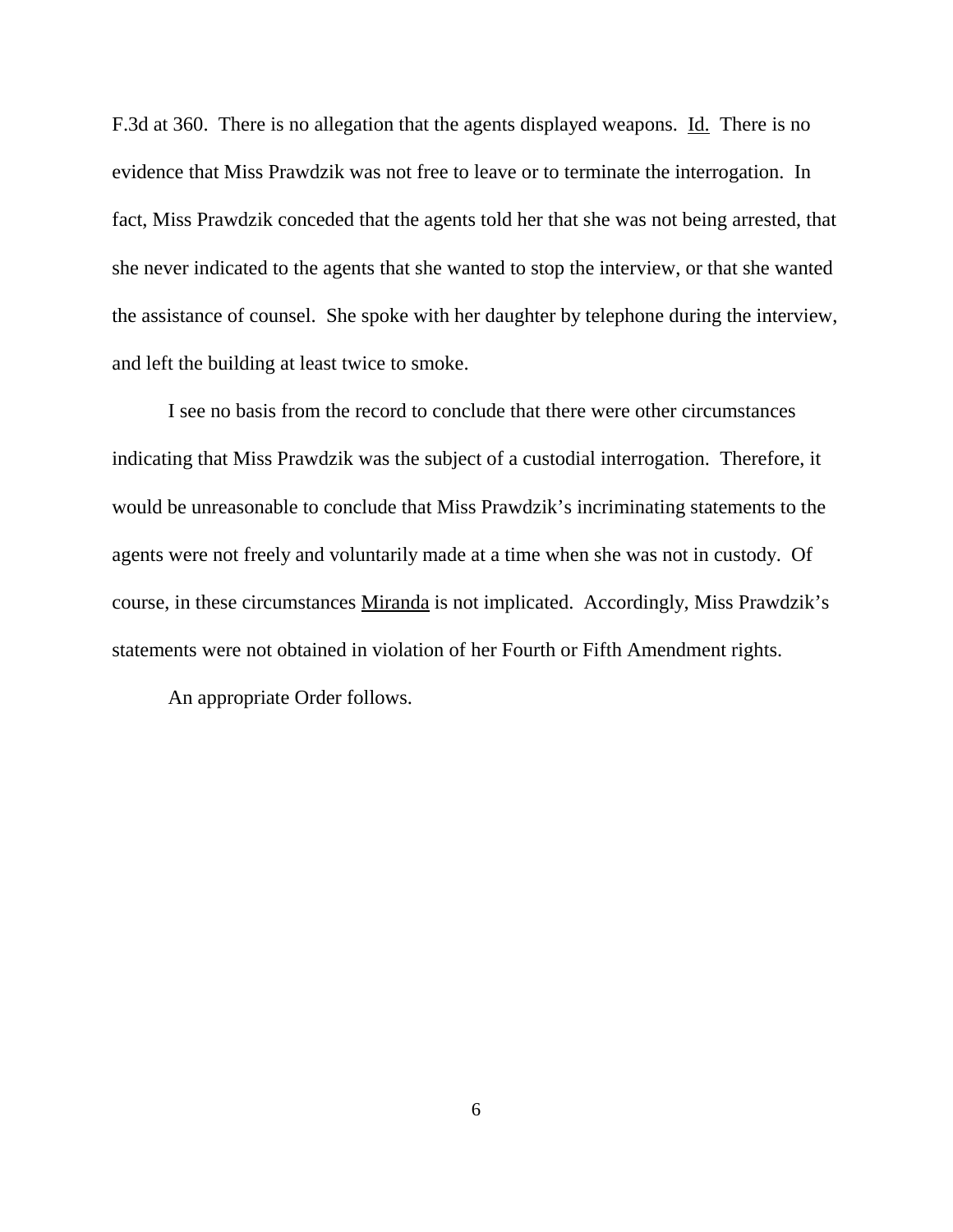F.3d at 360. There is no allegation that the agents displayed weapons. Id. There is no evidence that Miss Prawdzik was not free to leave or to terminate the interrogation. In fact, Miss Prawdzik conceded that the agents told her that she was not being arrested, that she never indicated to the agents that she wanted to stop the interview, or that she wanted the assistance of counsel. She spoke with her daughter by telephone during the interview, and left the building at least twice to smoke.

I see no basis from the record to conclude that there were other circumstances indicating that Miss Prawdzik was the subject of a custodial interrogation. Therefore, it would be unreasonable to conclude that Miss Prawdzik's incriminating statements to the agents were not freely and voluntarily made at a time when she was not in custody. Of course, in these circumstances Miranda is not implicated. Accordingly, Miss Prawdzik's statements were not obtained in violation of her Fourth or Fifth Amendment rights.

An appropriate Order follows.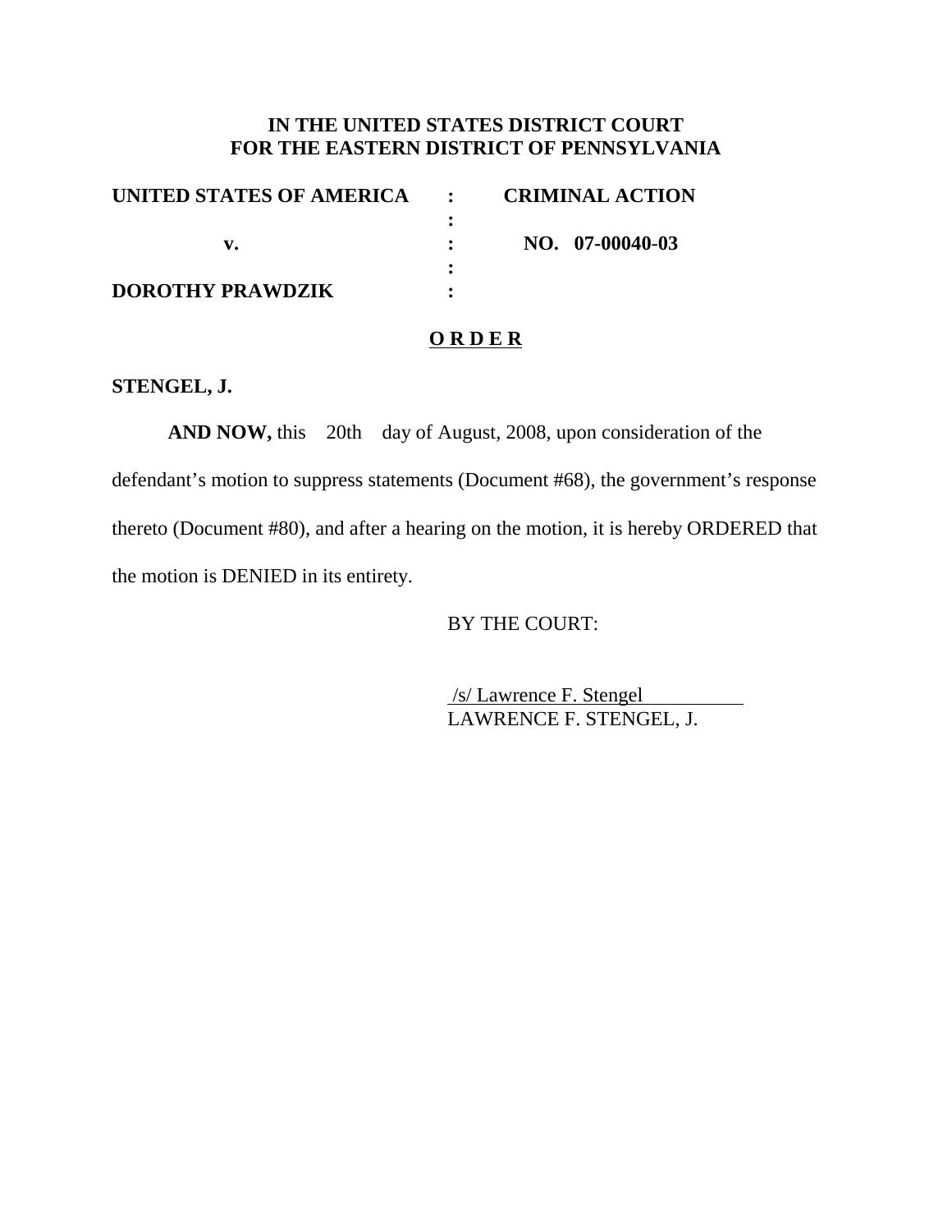**IN THE UNITED STATES DISTRICT COURT**
**FOR THE EASTERN DISTRICT OF PENNSYLVANIA**

| | | |
|---|---|---|
| **UNITED STATES OF AMERICA** | **:** | **CRIMINAL ACTION** |
| | **:** | |
| **v.** | **:** | **NO. 07-00040-03** |
| | **:** | |
| **DOROTHY PRAWDZIK** | **:** | |

**O R D E R**

**STENGEL, J.**

**AND NOW,** this 20th day of August, 2008, upon consideration of the defendant's motion to suppress statements (Document #68), the government's response thereto (Document #80), and after a hearing on the motion, it is hereby ORDERED that the motion is DENIED in its entirety.

BY THE COURT:

/s/ Lawrence F. Stengel
LAWRENCE F. STENGEL, J.